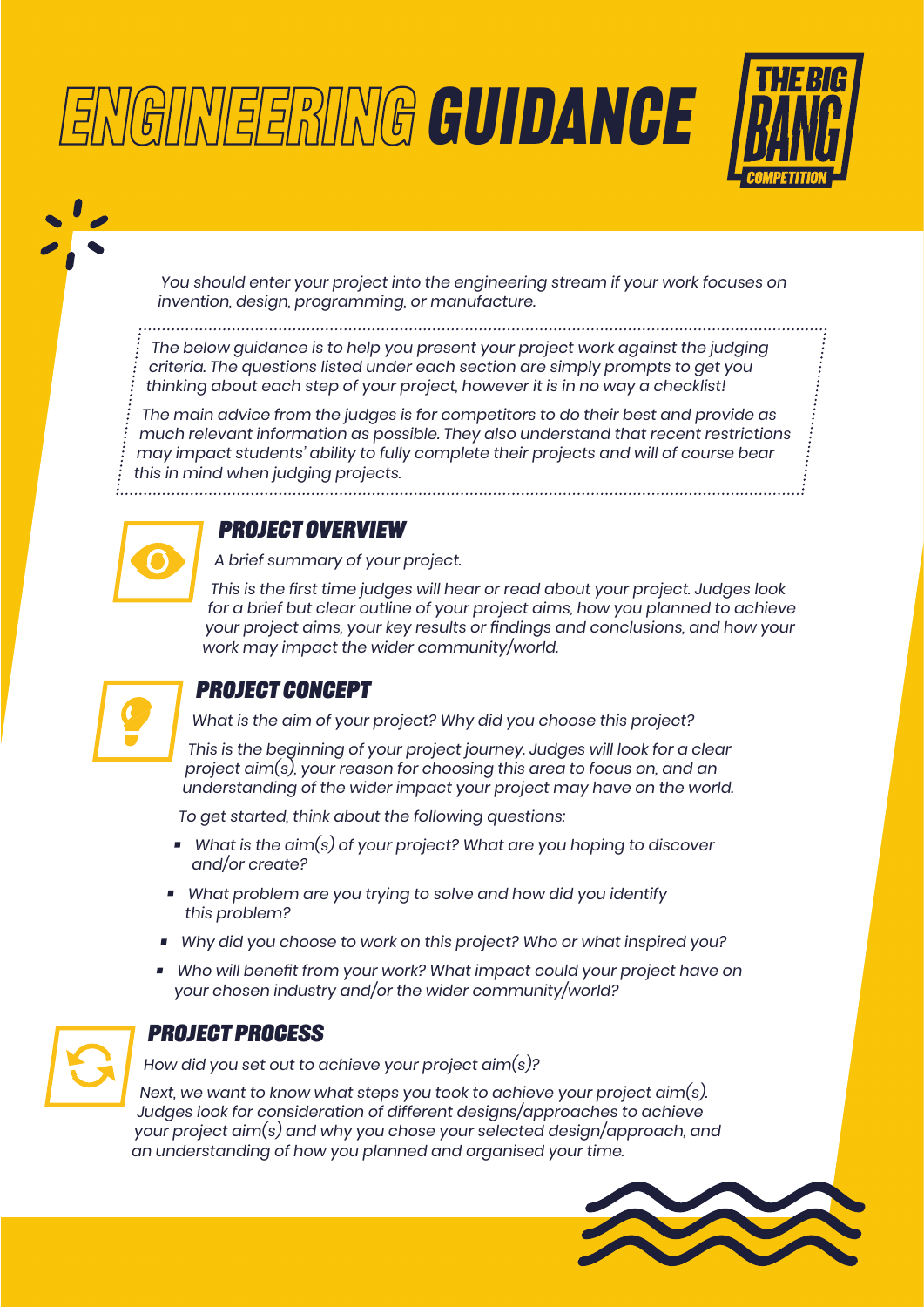# ENGINEERING GUIDANCE

*You should enter your project into the engineering stream if your work focuses on invention, design, programming, or manufacture.*

*The below guidance is to help you present your project work against the judging criteria. The questions listed under each section are simply prompts to get you thinking about each step of your project, however it is in no way a checklist!*

*The main advice from the judges is for competitors to do their best and provide as much relevant information as possible. They also understand that recent restrictions may impact students' ability to fully complete their projects and will of course bear this in mind when judging projects.*

## PROJECT OVERVIEW

*A brief summary of your project.*

*This is the first time judges will hear or read about your project. Judges look for a brief but clear outline of your project aims, how you planned to achieve your project aims, your key results or findings and conclusions, and how your work may impact the wider community/world.*

## PROJECT CONCEPT

*What is the aim of your project? Why did you choose this project?*

*This is the beginning of your project journey. Judges will look for a clear project aim(s), your reason for choosing this area to focus on, and an understanding of the wider impact your project may have on the world.*

*To get started, think about the following questions:*

- *What is the aim(s) of your project? What are you hoping to discover and/or create?*
- *What problem are you trying to solve and how did you identify this problem?*
- *Why did you choose to work on this project? Who or what inspired you?*
- *Who will benefit from your work? What impact could your project have on your chosen industry and/or the wider community/world?*

## PROJECT PROCESS

*How did you set out to achieve your project aim(s)?*

*Next, we want to know what steps you took to achieve your project aim(s). Judges look for consideration of different designs/approaches to achieve your project aim(s) and why you chose your selected design/approach, and an understanding of how you planned and organised your time.*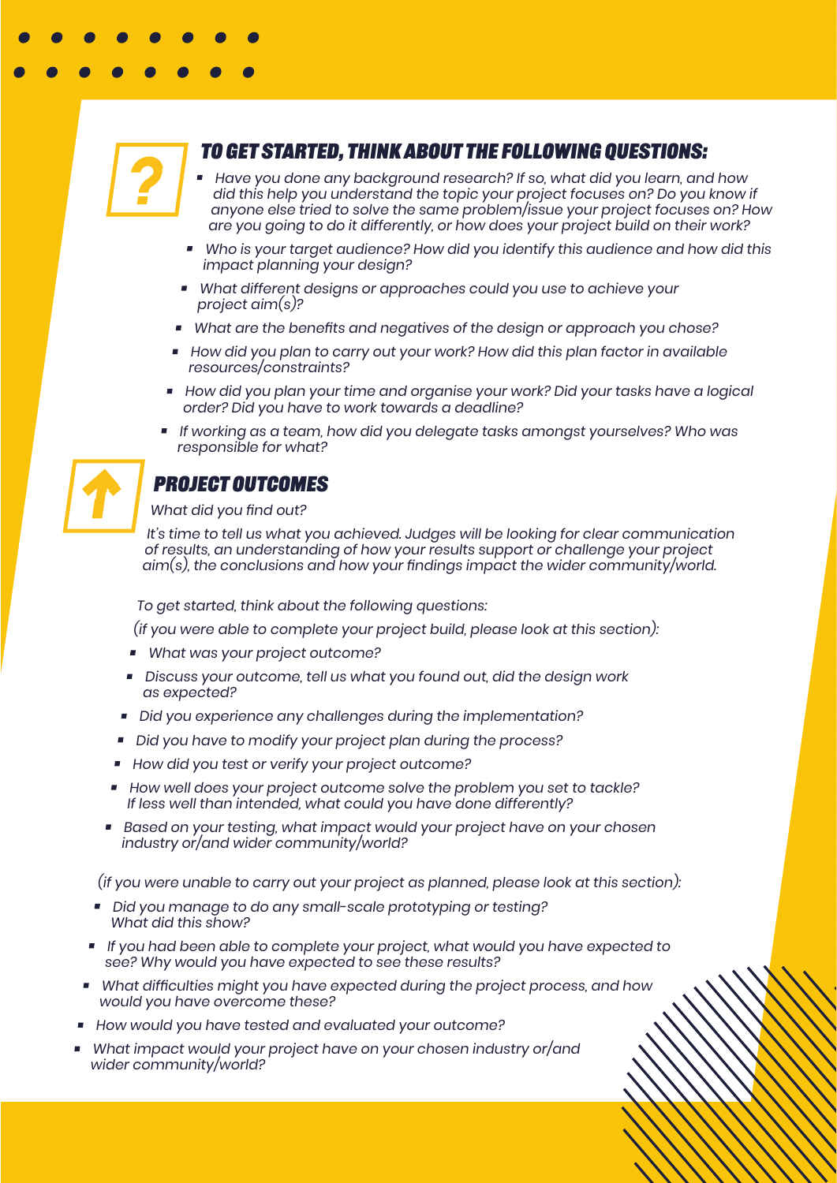### TO GET STARTED, THINK ABOUT THE FOLLOWING QUESTIONS:

- *Have you done any background research? If so, what did you learn, and how did this help you understand the topic your project focuses on? Do you know if anyone else tried to solve the same problem/issue your project focuses on? How are you going to do it differently, or how does your project build on their work?*
- *Who is your target audience? How did you identify this audience and how did this impact planning your design?*
- *What different designs or approaches could you use to achieve your project aim(s)?*
- *What are the benefits and negatives of the design or approach you chose?*
- *How did you plan to carry out your work? How did this plan factor in available resources/constraints?*
- *How did you plan your time and organise your work? Did your tasks have a logical order? Did you have to work towards a deadline?*
- *If working as a team, how did you delegate tasks amongst yourselves? Who was responsible for what?*

### PROJECT OUTCOMES

*What did you find out?*

*It's time to tell us what you achieved. Judges will be looking for clear communication of results, an understanding of how your results support or challenge your project aim(s), the conclusions and how your findings impact the wider community/world.*

*To get started, think about the following questions:*

*(if you were able to complete your project build, please look at this section):*

- *What was your project outcome?*
- *Discuss your outcome, tell us what you found out, did the design work as expected?*
- *Did you experience any challenges during the implementation?*
- *Did you have to modify your project plan during the process?*
- *How did you test or verify your project outcome?*
- *How well does your project outcome solve the problem you set to tackle? If less well than intended, what could you have done differently?*
- *Based on your testing, what impact would your project have on your chosen industry or/and wider community/world?*

*(if you were unable to carry out your project as planned, please look at this section):*

- *Did you manage to do any small-scale prototyping or testing? What did this show?*
- *If you had been able to complete your project, what would you have expected to see? Why would you have expected to see these results?*
- *What difficulties might you have expected during the project process, and how would you have overcome these?*
- *How would you have tested and evaluated your outcome?*
- *What impact would your project have on your chosen industry or/and wider community/world?*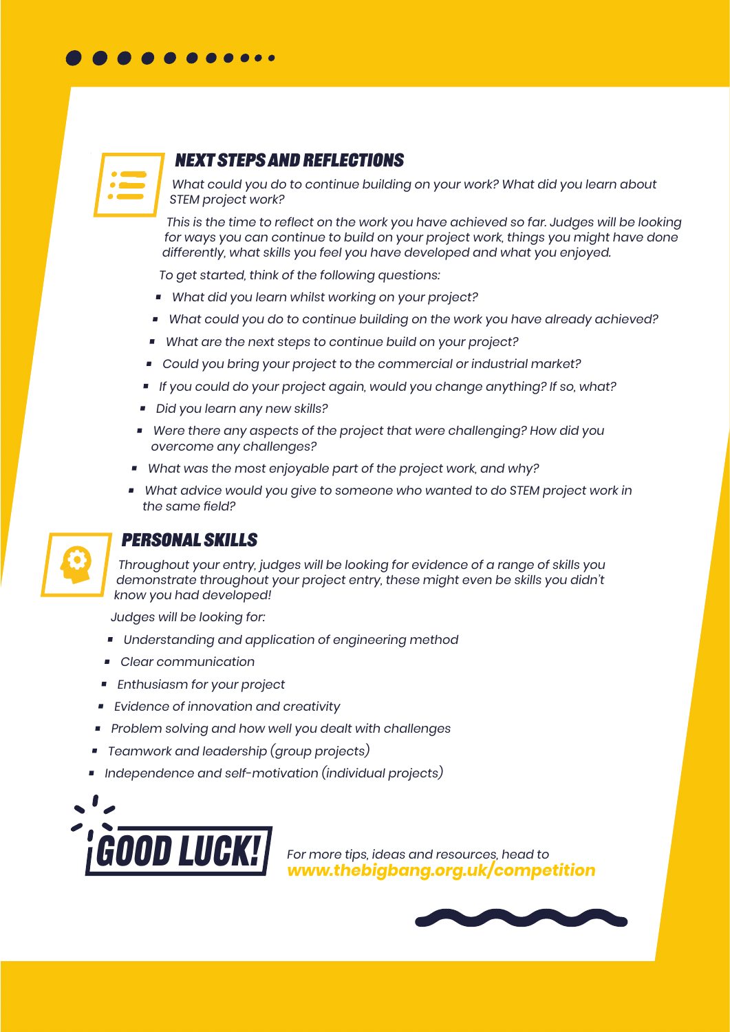## NEXT STEPS AND REFLECTIONS

*What could you do to continue building on your work? What did you learn about STEM project work?*

*This is the time to reflect on the work you have achieved so far. Judges will be looking for ways you can continue to build on your project work, things you might have done differently, what skills you feel you have developed and what you enjoyed.*

*To get started, think of the following questions:*

- *What did you learn whilst working on your project?*
- *What could you do to continue building on the work you have already achieved?*
- *What are the next steps to continue build on your project?*
- *Could you bring your project to the commercial or industrial market?*
- *If you could do your project again, would you change anything? If so, what?*
- *Did you learn any new skills?*
- *Were there any aspects of the project that were challenging? How did you overcome any challenges?*
- *What was the most enjoyable part of the project work, and why?*
- *What advice would you give to someone who wanted to do STEM project work in the same field?*

## PERSONAL SKILLS

*Throughout your entry, judges will be looking for evidence of a range of skills you demonstrate throughout your project entry, these might even be skills you didn't know you had developed!*

*Judges will be looking for:*

- *Understanding and application of engineering method*
- *Clear communication*
- *Enthusiasm for your project*
- *Evidence of innovation and creativity*
- *Problem solving and how well you dealt with challenges*
- *Teamwork and leadership (group projects)*
- *Independence and self-motivation (individual projects)*

**¡GOOD LUCK!**

*For more tips, ideas and resources, head to* ***www.thebigbang.org.uk/competition***